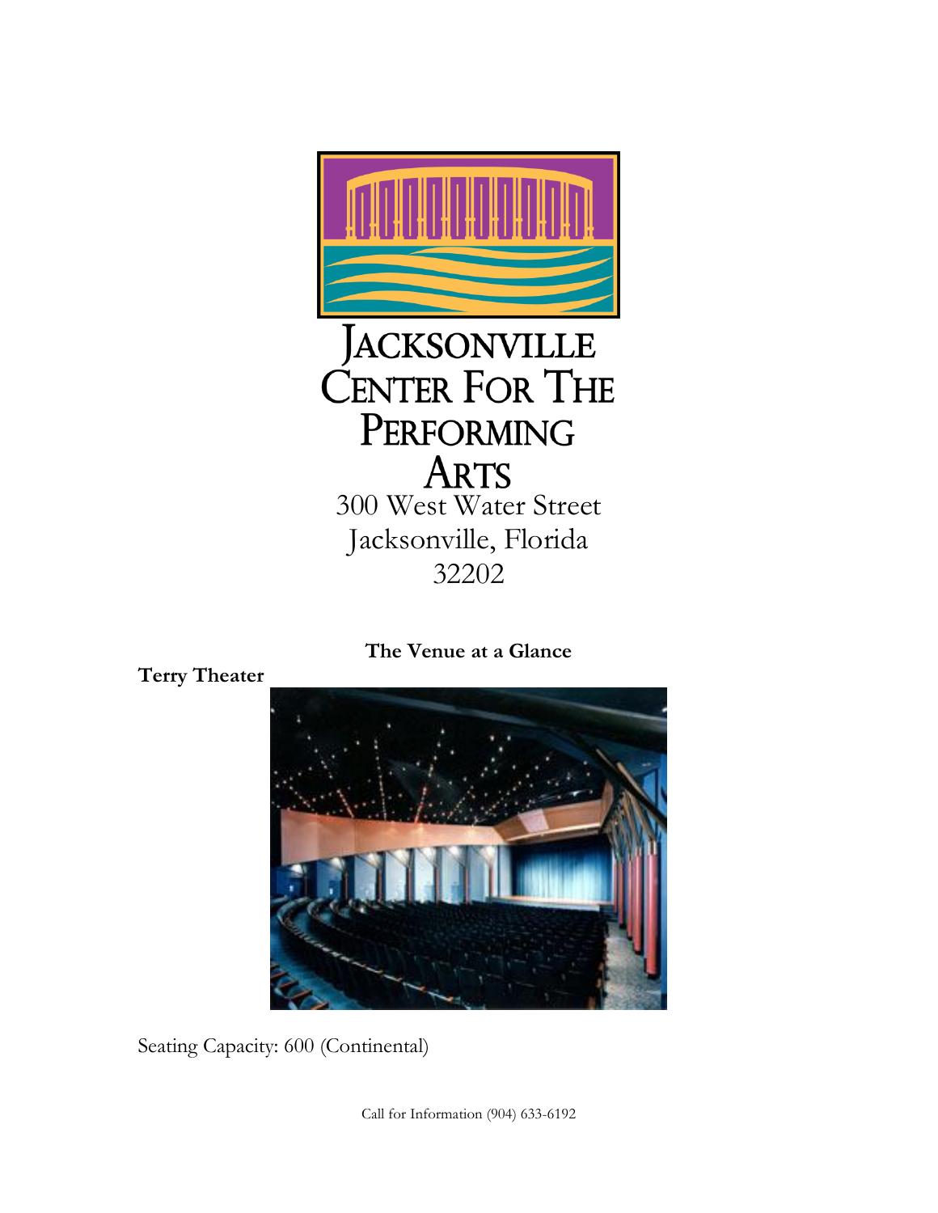# Jacksonville Center For The Performing Arts

300 West Water Street
Jacksonville, Florida
32202

**The Venue at a Glance**

**Terry Theater**

Seating Capacity: 600 (Continental)

Call for Information (904) 633-6192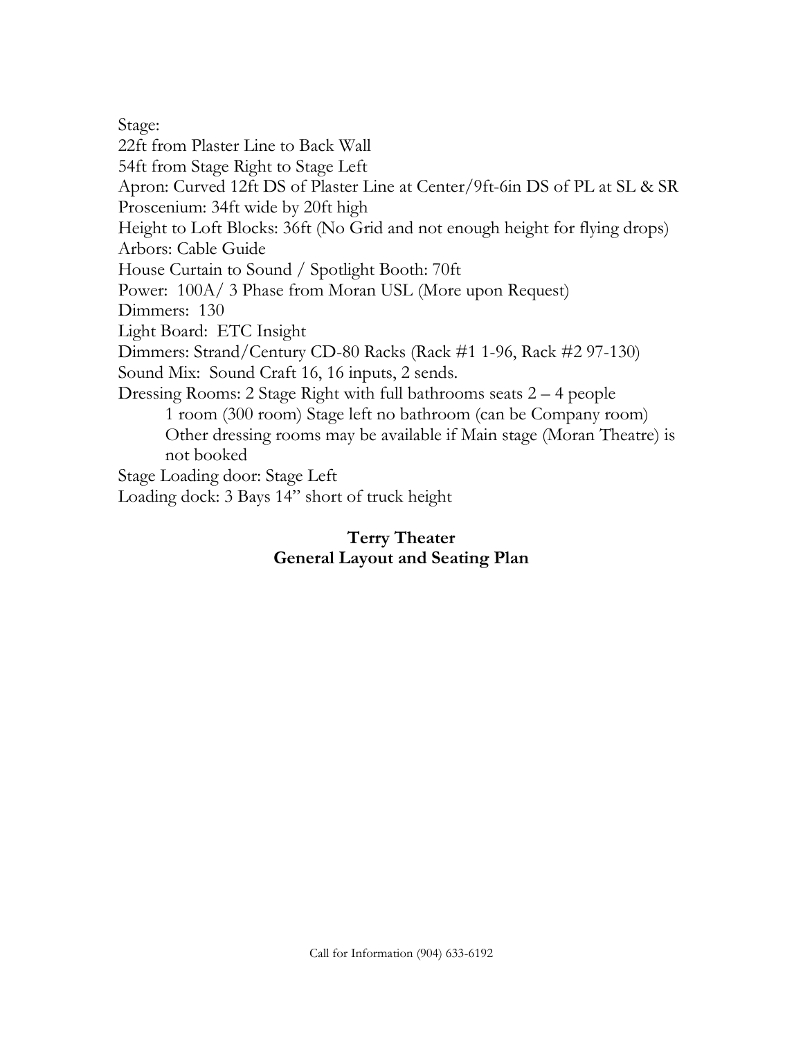Stage:
22ft from Plaster Line to Back Wall
54ft from Stage Right to Stage Left
Apron: Curved 12ft DS of Plaster Line at Center/9ft-6in DS of PL at SL & SR
Proscenium: 34ft wide by 20ft high
Height to Loft Blocks: 36ft (No Grid and not enough height for flying drops)
Arbors: Cable Guide
House Curtain to Sound / Spotlight Booth: 70ft
Power: 100A/ 3 Phase from Moran USL (More upon Request)
Dimmers: 130
Light Board: ETC Insight
Dimmers: Strand/Century CD-80 Racks (Rack #1 1-96, Rack #2 97-130)
Sound Mix: Sound Craft 16, 16 inputs, 2 sends.
Dressing Rooms: 2 Stage Right with full bathrooms seats 2 – 4 people
    1 room (300 room) Stage left no bathroom (can be Company room)
    Other dressing rooms may be available if Main stage (Moran Theatre) is not booked
Stage Loading door: Stage Left
Loading dock: 3 Bays 14" short of truck height

**Terry Theater**
**General Layout and Seating Plan**

Call for Information (904) 633-6192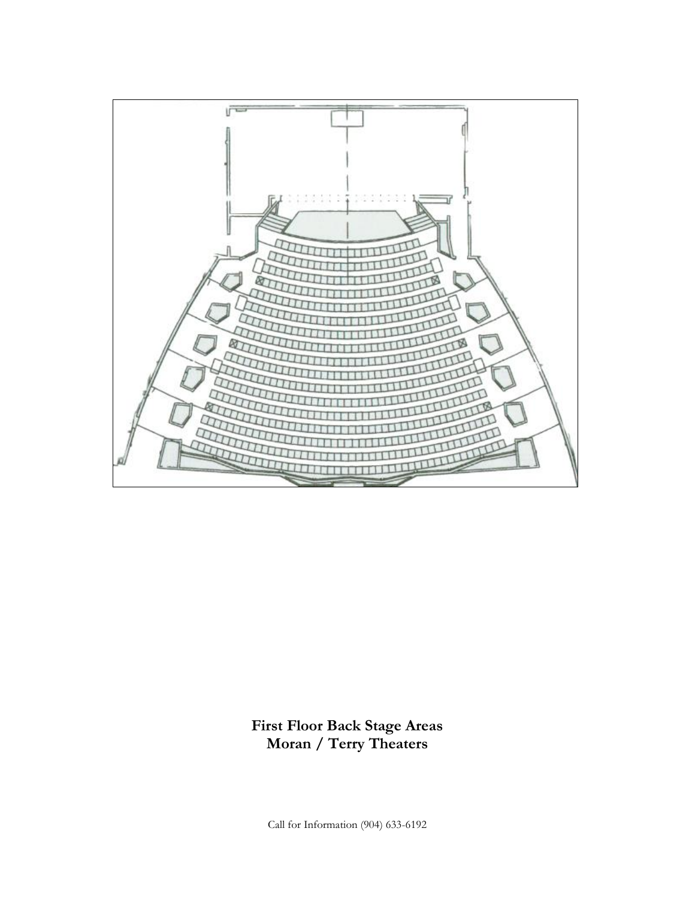**First Floor Back Stage Areas**
**Moran / Terry Theaters**

Call for Information (904) 633-6192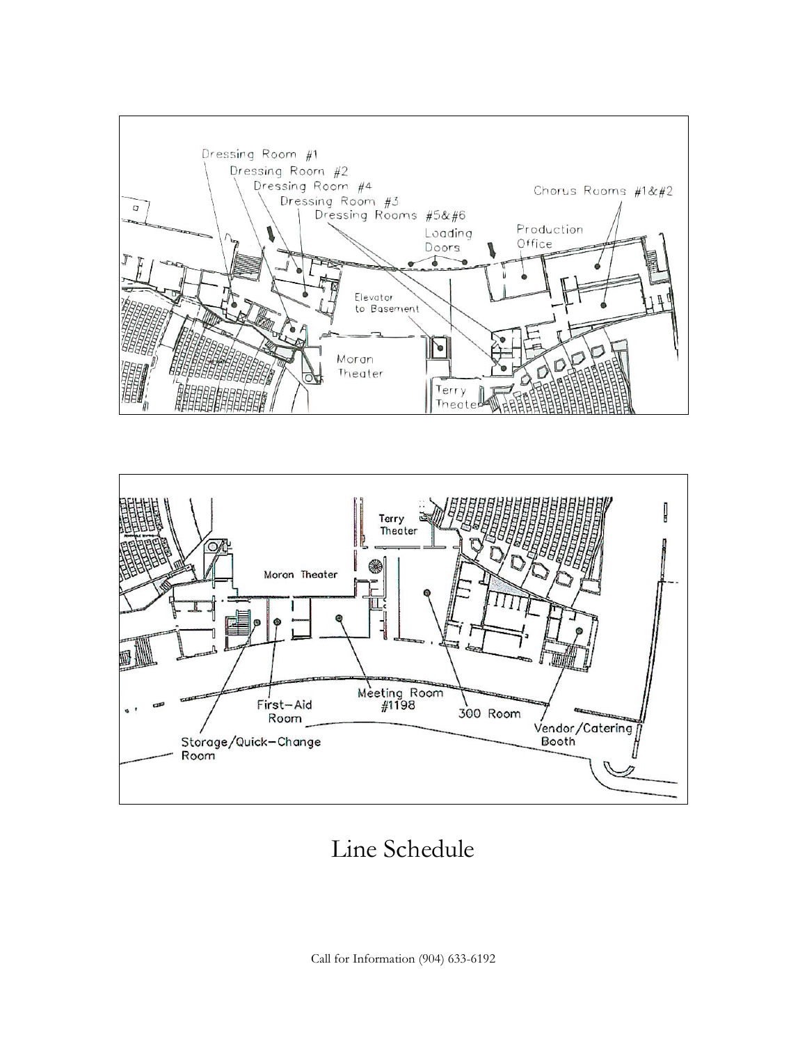# Line Schedule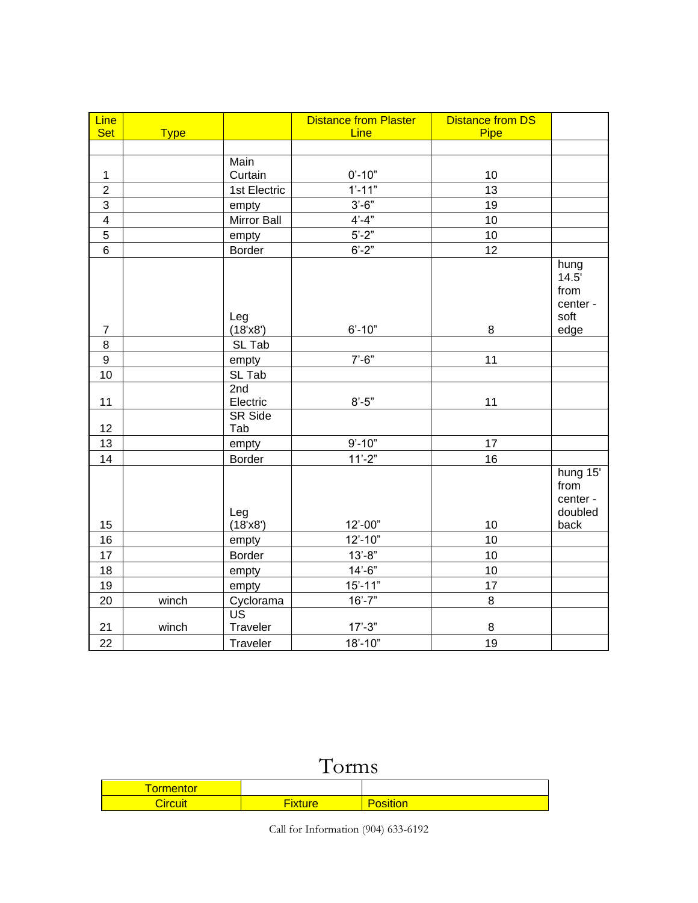| Line Set | Type | | Distance from Plaster Line | Distance from DS Pipe | |
|---|---|---|---|---|---|
| | | | | | |
| 1 | | Main Curtain | 0'-10" | 10 | |
| 2 | | 1st Electric | 1'-11" | 13 | |
| 3 | | empty | 3'-6" | 19 | |
| 4 | | Mirror Ball | 4'-4" | 10 | |
| 5 | | empty | 5'-2" | 10 | |
| 6 | | Border | 6'-2" | 12 | |
| 7 | | Leg (18'x8') | 6'-10" | 8 | hung 14.5' from center - soft edge |
| 8 | | SL Tab | | | |
| 9 | | empty | 7'-6" | 11 | |
| 10 | | SL Tab | | | |
| 11 | | 2nd Electric | 8'-5" | 11 | |
| 12 | | SR Side Tab | | | |
| 13 | | empty | 9'-10" | 17 | |
| 14 | | Border | 11'-2" | 16 | |
| 15 | | Leg (18'x8') | 12'-00" | 10 | hung 15' from center - doubled back |
| 16 | | empty | 12'-10" | 10 | |
| 17 | | Border | 13'-8" | 10 | |
| 18 | | empty | 14'-6" | 10 | |
| 19 | | empty | 15'-11" | 17 | |
| 20 | winch | Cyclorama | 16'-7" | 8 | |
| 21 | winch | US Traveler | 17'-3" | 8 | |
| 22 | | Traveler | 18'-10" | 19 | |

# Torms

| Tormentor | | |
|---|---|---|
| Circuit | Fixture | Position |

Call for Information (904) 633-6192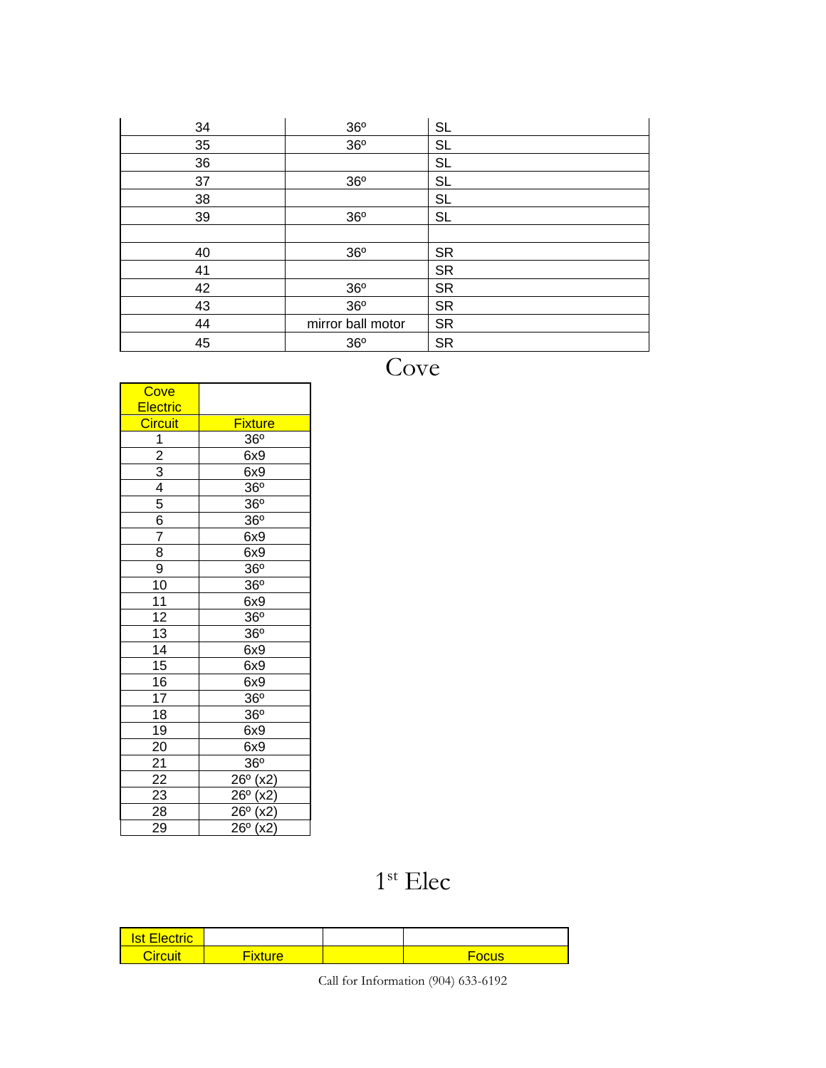| | | |
|---|---|---|
| 34 | 36º | SL |
| 35 | 36º | SL |
| 36 | | SL |
| 37 | 36º | SL |
| 38 | | SL |
| 39 | 36º | SL |
| | | |
| 40 | 36º | SR |
| 41 | | SR |
| 42 | 36º | SR |
| 43 | 36º | SR |
| 44 | mirror ball motor | SR |
| 45 | 36º | SR |

# Cove

| Cove Electric | |
|---|---|
| Circuit | Fixture |
| 1 | 36º |
| 2 | 6x9 |
| 3 | 6x9 |
| 4 | 36º |
| 5 | 36º |
| 6 | 36º |
| 7 | 6x9 |
| 8 | 6x9 |
| 9 | 36º |
| 10 | 36º |
| 11 | 6x9 |
| 12 | 36º |
| 13 | 36º |
| 14 | 6x9 |
| 15 | 6x9 |
| 16 | 6x9 |
| 17 | 36º |
| 18 | 36º |
| 19 | 6x9 |
| 20 | 6x9 |
| 21 | 36º |
| 22 | 26º (x2) |
| 23 | 26º (x2) |
| 28 | 26º (x2) |
| 29 | 26º (x2) |

# 1st Elec

| Ist Electric | | | |
|---|---|---|---|
| Circuit | Fixture | | Focus |

Call for Information (904) 633-6192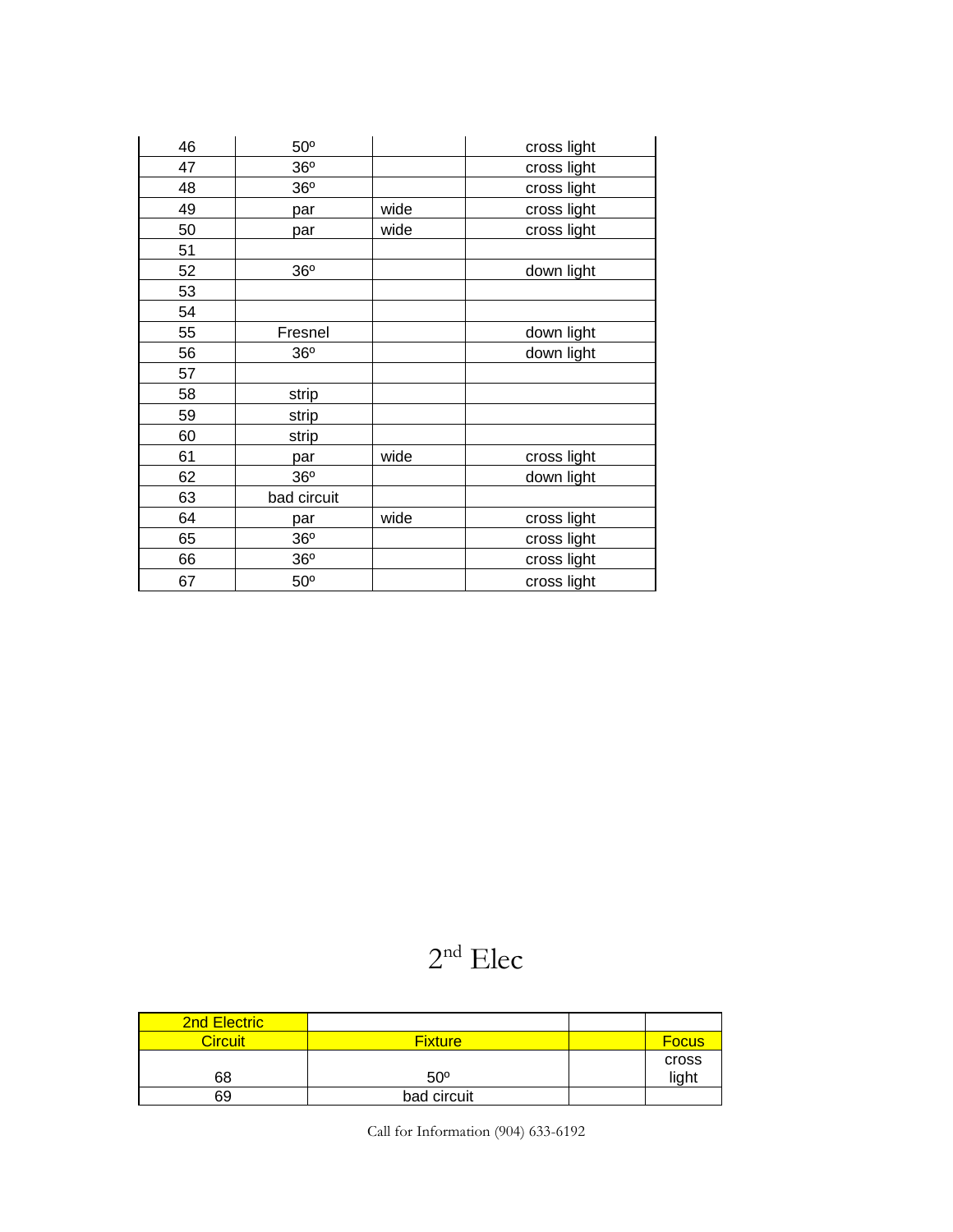| | | | |
|---|---|---|---|
| 46 | 50º | | cross light |
| 47 | 36º | | cross light |
| 48 | 36º | | cross light |
| 49 | par | wide | cross light |
| 50 | par | wide | cross light |
| 51 | | | |
| 52 | 36º | | down light |
| 53 | | | |
| 54 | | | |
| 55 | Fresnel | | down light |
| 56 | 36º | | down light |
| 57 | | | |
| 58 | strip | | |
| 59 | strip | | |
| 60 | strip | | |
| 61 | par | wide | cross light |
| 62 | 36º | | down light |
| 63 | bad circuit | | |
| 64 | par | wide | cross light |
| 65 | 36º | | cross light |
| 66 | 36º | | cross light |
| 67 | 50º | | cross light |

# 2nd Elec

| 2nd Electric | | | |
|---|---|---|---|
| Circuit | Fixture | | Focus |
| 68 | 50º | | cross light |
| 69 | bad circuit | | |

Call for Information (904) 633-6192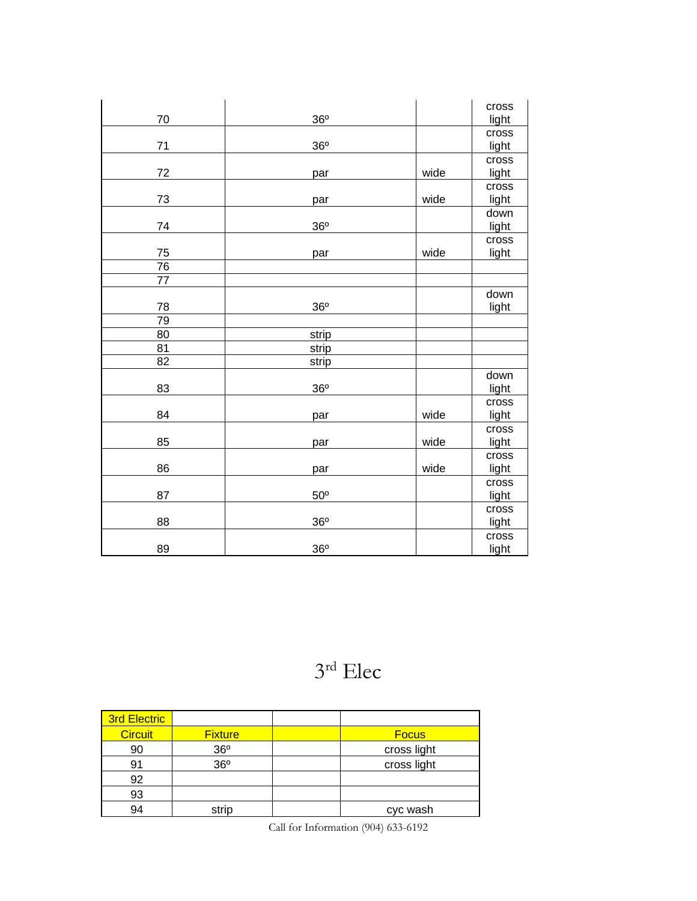| | | | |
|---|---|---|---|
| 70 | 36º | | cross light |
| 71 | 36º | | cross light |
| 72 | par | wide | cross light |
| 73 | par | wide | cross light |
| 74 | 36º | | down light |
| 75 | par | wide | cross light |
| 76 | | | |
| 77 | | | |
| 78 | 36º | | down light |
| 79 | | | |
| 80 | strip | | |
| 81 | strip | | |
| 82 | strip | | |
| 83 | 36º | | down light |
| 84 | par | wide | cross light |
| 85 | par | wide | cross light |
| 86 | par | wide | cross light |
| 87 | 50º | | cross light |
| 88 | 36º | | cross light |
| 89 | 36º | | cross light |

# 3rd Elec

| 3rd Electric | | | |
|---|---|---|---|
| Circuit | Fixture | | Focus |
| 90 | 36º | | cross light |
| 91 | 36º | | cross light |
| 92 | | | |
| 93 | | | |
| 94 | strip | | cyc wash |

Call for Information (904) 633-6192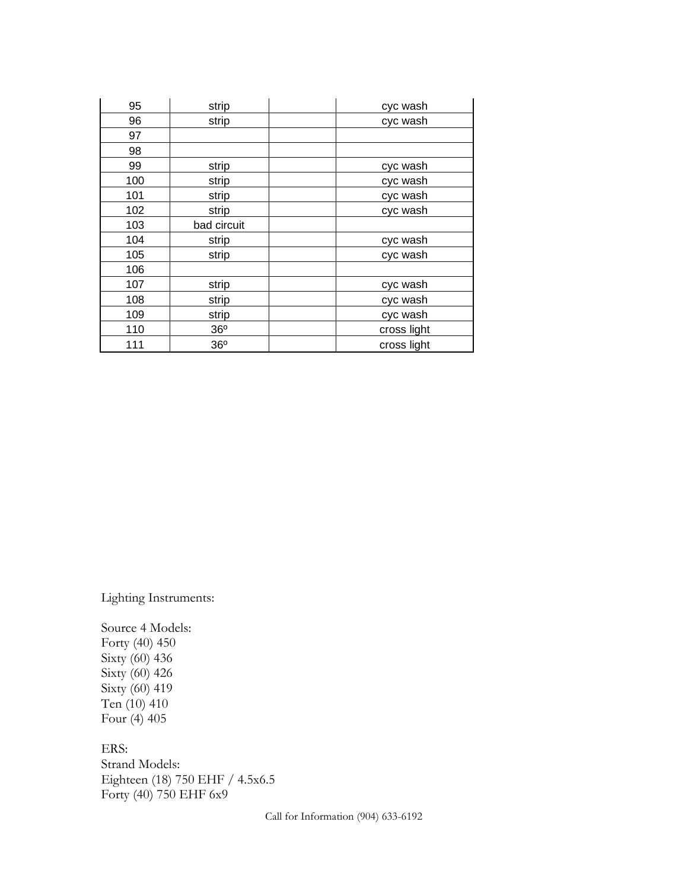| 95 | strip | | cyc wash |
|---|---|---|---|
| 96 | strip | | cyc wash |
| 97 | | | |
| 98 | | | |
| 99 | strip | | cyc wash |
| 100 | strip | | cyc wash |
| 101 | strip | | cyc wash |
| 102 | strip | | cyc wash |
| 103 | bad circuit | | |
| 104 | strip | | cyc wash |
| 105 | strip | | cyc wash |
| 106 | | | |
| 107 | strip | | cyc wash |
| 108 | strip | | cyc wash |
| 109 | strip | | cyc wash |
| 110 | 36º | | cross light |
| 111 | 36º | | cross light |

Lighting Instruments:

Source 4 Models:
Forty (40) 450
Sixty (60) 436
Sixty (60) 426
Sixty (60) 419
Ten (10) 410
Four (4) 405

ERS:
Strand Models:
Eighteen (18) 750 EHF / 4.5x6.5
Forty (40) 750 EHF 6x9

Call for Information (904) 633-6192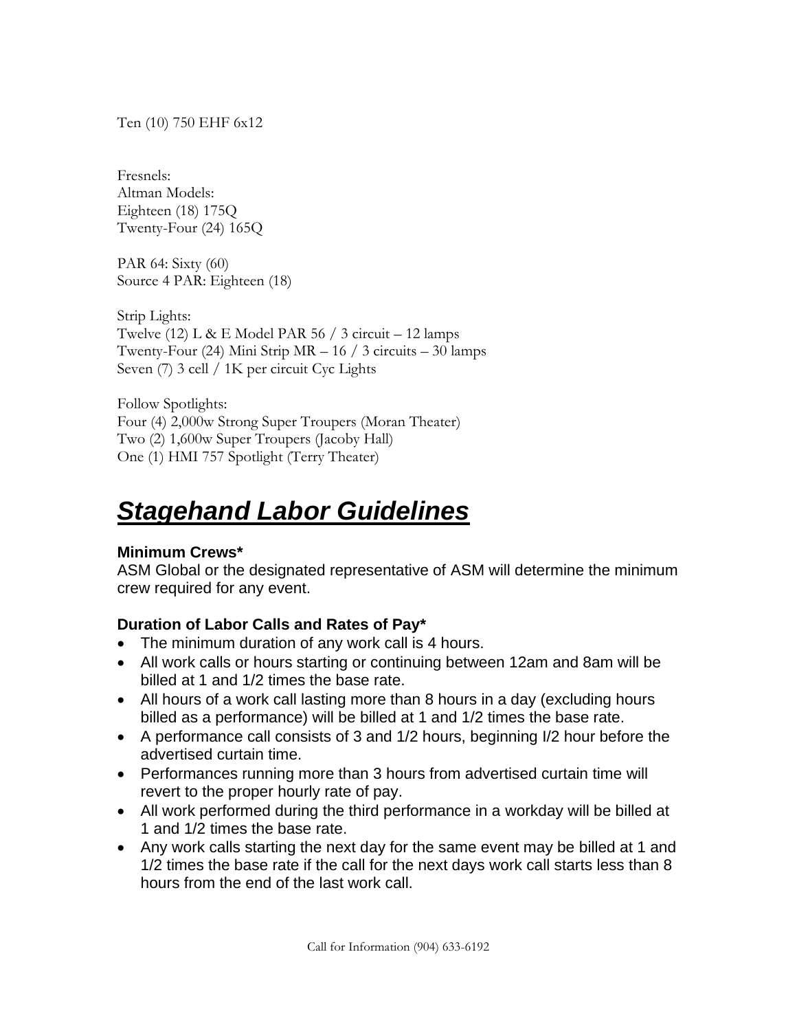Ten (10) 750 EHF 6x12

Fresnels:
Altman Models:
Eighteen (18) 175Q
Twenty-Four (24) 165Q

PAR 64: Sixty (60)
Source 4 PAR: Eighteen (18)

Strip Lights:
Twelve (12) L & E Model PAR 56 / 3 circuit – 12 lamps
Twenty-Four (24) Mini Strip MR – 16 / 3 circuits – 30 lamps
Seven (7) 3 cell / 1K per circuit Cyc Lights

Follow Spotlights:
Four (4) 2,000w Strong Super Troupers (Moran Theater)
Two (2) 1,600w Super Troupers (Jacoby Hall)
One (1) HMI 757 Spotlight (Terry Theater)

# ***Stagehand Labor Guidelines***

### Minimum Crews*

ASM Global or the designated representative of ASM will determine the minimum crew required for any event.

### Duration of Labor Calls and Rates of Pay*

- The minimum duration of any work call is 4 hours.
- All work calls or hours starting or continuing between 12am and 8am will be billed at 1 and 1/2 times the base rate.
- All hours of a work call lasting more than 8 hours in a day (excluding hours billed as a performance) will be billed at 1 and 1/2 times the base rate.
- A performance call consists of 3 and 1/2 hours, beginning I/2 hour before the advertised curtain time.
- Performances running more than 3 hours from advertised curtain time will revert to the proper hourly rate of pay.
- All work performed during the third performance in a workday will be billed at 1 and 1/2 times the base rate.
- Any work calls starting the next day for the same event may be billed at 1 and 1/2 times the base rate if the call for the next days work call starts less than 8 hours from the end of the last work call.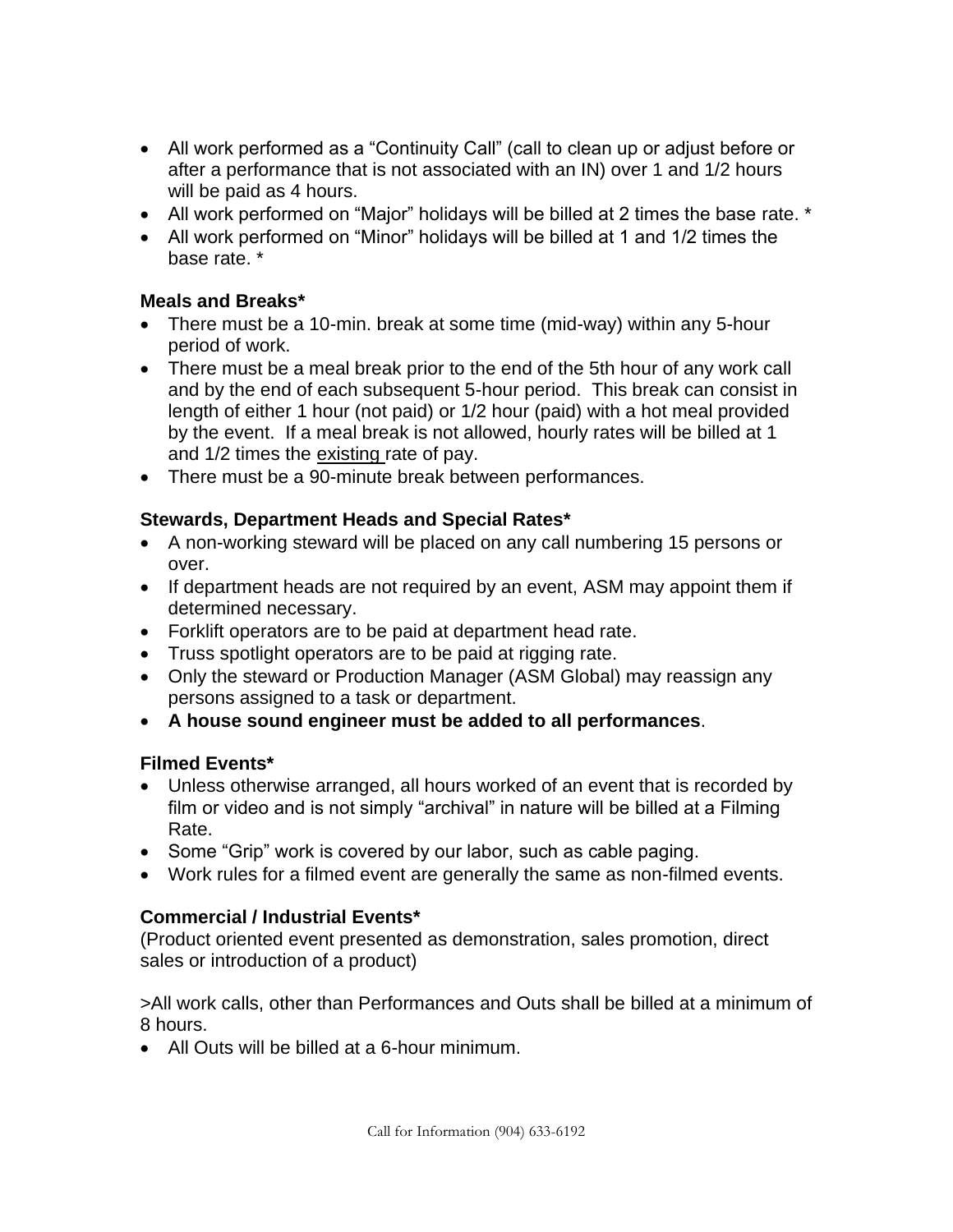- All work performed as a "Continuity Call" (call to clean up or adjust before or after a performance that is not associated with an IN) over 1 and 1/2 hours will be paid as 4 hours.
- All work performed on "Major" holidays will be billed at 2 times the base rate. *
- All work performed on "Minor" holidays will be billed at 1 and 1/2 times the base rate. *

### Meals and Breaks*

- There must be a 10-min. break at some time (mid-way) within any 5-hour period of work.
- There must be a meal break prior to the end of the 5th hour of any work call and by the end of each subsequent 5-hour period. This break can consist in length of either 1 hour (not paid) or 1/2 hour (paid) with a hot meal provided by the event. If a meal break is not allowed, hourly rates will be billed at 1 and 1/2 times the existing rate of pay.
- There must be a 90-minute break between performances.

### Stewards, Department Heads and Special Rates*

- A non-working steward will be placed on any call numbering 15 persons or over.
- If department heads are not required by an event, ASM may appoint them if determined necessary.
- Forklift operators are to be paid at department head rate.
- Truss spotlight operators are to be paid at rigging rate.
- Only the steward or Production Manager (ASM Global) may reassign any persons assigned to a task or department.
- **A house sound engineer must be added to all performances**.

### Filmed Events*

- Unless otherwise arranged, all hours worked of an event that is recorded by film or video and is not simply "archival" in nature will be billed at a Filming Rate.
- Some "Grip" work is covered by our labor, such as cable paging.
- Work rules for a filmed event are generally the same as non-filmed events.

### Commercial / Industrial Events*

(Product oriented event presented as demonstration, sales promotion, direct sales or introduction of a product)

>All work calls, other than Performances and Outs shall be billed at a minimum of 8 hours.

- All Outs will be billed at a 6-hour minimum.

Call for Information (904) 633-6192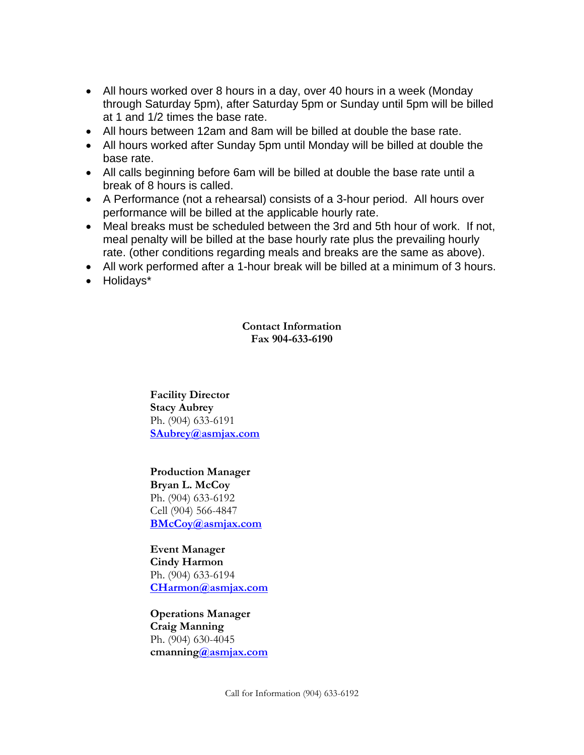- All hours worked over 8 hours in a day, over 40 hours in a week (Monday through Saturday 5pm), after Saturday 5pm or Sunday until 5pm will be billed at 1 and 1/2 times the base rate.
- All hours between 12am and 8am will be billed at double the base rate.
- All hours worked after Sunday 5pm until Monday will be billed at double the base rate.
- All calls beginning before 6am will be billed at double the base rate until a break of 8 hours is called.
- A Performance (not a rehearsal) consists of a 3-hour period. All hours over performance will be billed at the applicable hourly rate.
- Meal breaks must be scheduled between the 3rd and 5th hour of work. If not, meal penalty will be billed at the base hourly rate plus the prevailing hourly rate. (other conditions regarding meals and breaks are the same as above).
- All work performed after a 1-hour break will be billed at a minimum of 3 hours.
- Holidays*

**Contact Information**
**Fax 904-633-6190**

**Facility Director**
**Stacy Aubrey**
Ph. (904) 633-6191
SAubrey@asmjax.com

**Production Manager**
**Bryan L. McCoy**
Ph. (904) 633-6192
Cell (904) 566-4847
BMcCoy@asmjax.com

**Event Manager**
**Cindy Harmon**
Ph. (904) 633-6194
CHarmon@asmjax.com

**Operations Manager**
**Craig Manning**
Ph. (904) 630-4045
**cmanning@asmjax.com**

Call for Information (904) 633-6192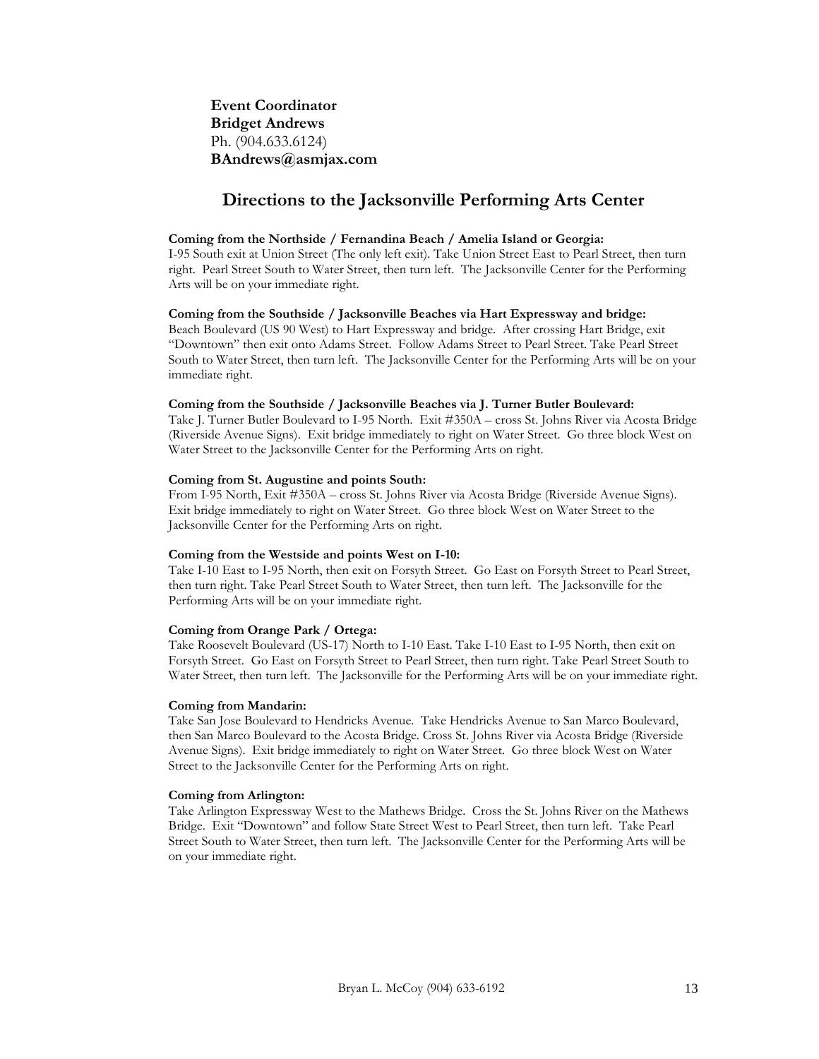**Event Coordinator**
**Bridget Andrews**
Ph. (904.633.6124)
**BAndrews@asmjax.com**

## Directions to the Jacksonville Performing Arts Center

**Coming from the Northside / Fernandina Beach / Amelia Island or Georgia:**
I-95 South exit at Union Street (The only left exit). Take Union Street East to Pearl Street, then turn right. Pearl Street South to Water Street, then turn left. The Jacksonville Center for the Performing Arts will be on your immediate right.

**Coming from the Southside / Jacksonville Beaches via Hart Expressway and bridge:**
Beach Boulevard (US 90 West) to Hart Expressway and bridge. After crossing Hart Bridge, exit "Downtown" then exit onto Adams Street. Follow Adams Street to Pearl Street. Take Pearl Street South to Water Street, then turn left. The Jacksonville Center for the Performing Arts will be on your immediate right.

**Coming from the Southside / Jacksonville Beaches via J. Turner Butler Boulevard:**
Take J. Turner Butler Boulevard to I-95 North. Exit #350A – cross St. Johns River via Acosta Bridge (Riverside Avenue Signs). Exit bridge immediately to right on Water Street. Go three block West on Water Street to the Jacksonville Center for the Performing Arts on right.

**Coming from St. Augustine and points South:**
From I-95 North, Exit #350A – cross St. Johns River via Acosta Bridge (Riverside Avenue Signs). Exit bridge immediately to right on Water Street. Go three block West on Water Street to the Jacksonville Center for the Performing Arts on right.

**Coming from the Westside and points West on I-10:**
Take I-10 East to I-95 North, then exit on Forsyth Street. Go East on Forsyth Street to Pearl Street, then turn right. Take Pearl Street South to Water Street, then turn left. The Jacksonville for the Performing Arts will be on your immediate right.

**Coming from Orange Park / Ortega:**
Take Roosevelt Boulevard (US-17) North to I-10 East. Take I-10 East to I-95 North, then exit on Forsyth Street. Go East on Forsyth Street to Pearl Street, then turn right. Take Pearl Street South to Water Street, then turn left. The Jacksonville for the Performing Arts will be on your immediate right.

**Coming from Mandarin:**
Take San Jose Boulevard to Hendricks Avenue. Take Hendricks Avenue to San Marco Boulevard, then San Marco Boulevard to the Acosta Bridge. Cross St. Johns River via Acosta Bridge (Riverside Avenue Signs). Exit bridge immediately to right on Water Street. Go three block West on Water Street to the Jacksonville Center for the Performing Arts on right.

**Coming from Arlington:**
Take Arlington Expressway West to the Mathews Bridge. Cross the St. Johns River on the Mathews Bridge. Exit "Downtown" and follow State Street West to Pearl Street, then turn left. Take Pearl Street South to Water Street, then turn left. The Jacksonville Center for the Performing Arts will be on your immediate right.